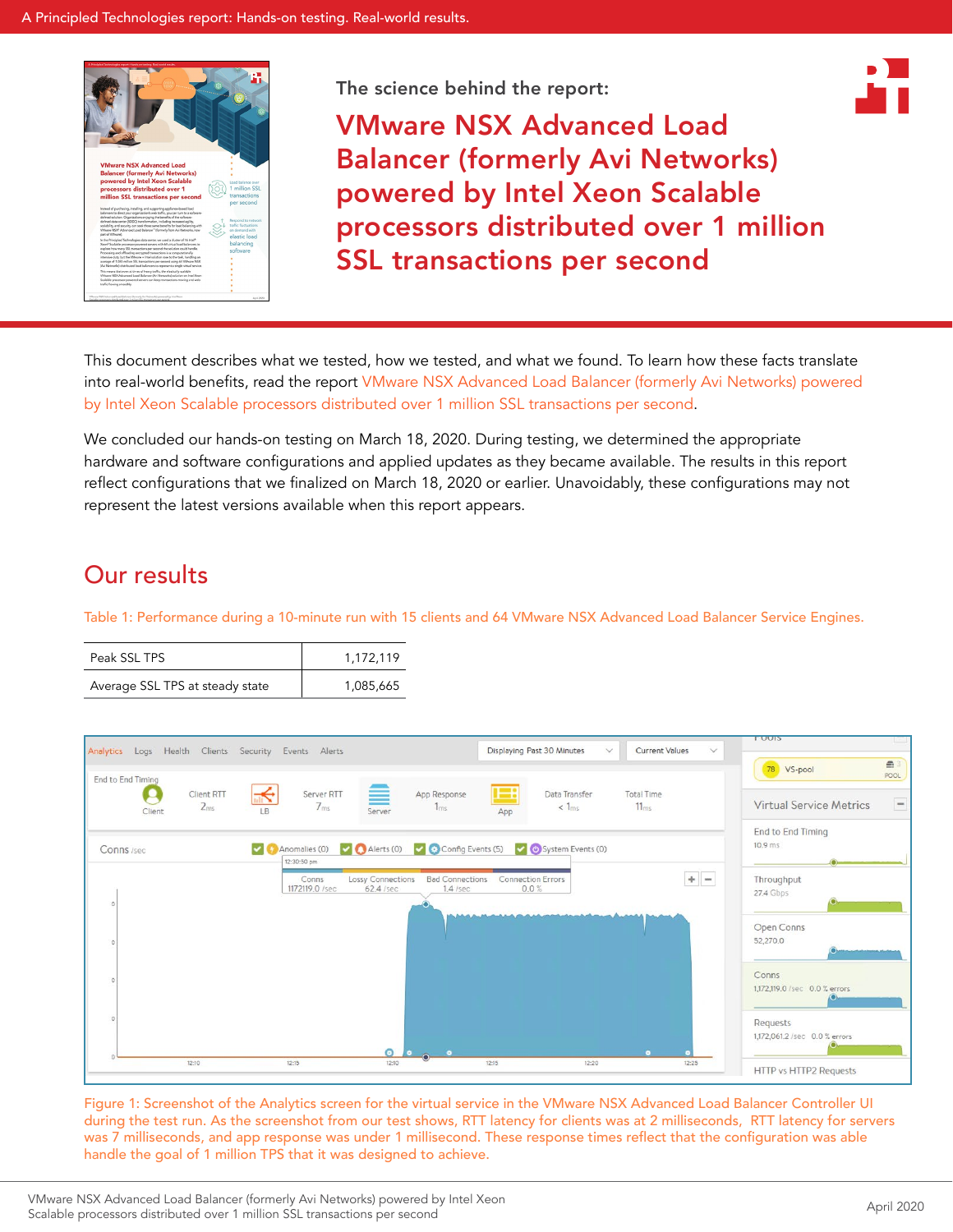The science behind the report:

# VMware NSX Advanced Load Balancer (formerly Avi Networks) powered by Intel Xeon Scalable processors distributed over 1 million SSL transactions per second

This document describes what we tested, how we tested, and what we found. To learn how these facts translate into real-world benefits, read the report VMware NSX Advanced Load Balancer (formerly Avi Networks) powered by Intel Xeon Scalable processors distributed over 1 million SSL transactions per second.

We concluded our hands-on testing on March 18, 2020. During testing, we determined the appropriate hardware and software configurations and applied updates as they became available. The results in this report reflect configurations that we finalized on March 18, 2020 or earlier. Unavoidably, these configurations may not represent the latest versions available when this report appears.

## Our results

Table 1: Performance during a 10-minute run with 15 clients and 64 VMware NSX Advanced Load Balancer Service Engines.

| | |
|---|---|
| Peak SSL TPS | 1,172,119 |
| Average SSL TPS at steady state | 1,085,665 |

Figure 1: Screenshot of the Analytics screen for the virtual service in the VMware NSX Advanced Load Balancer Controller UI during the test run. As the screenshot from our test shows, RTT latency for clients was at 2 milliseconds, RTT latency for servers was 7 milliseconds, and app response was under 1 millisecond. These response times reflect that the configuration was able handle the goal of 1 million TPS that it was designed to achieve.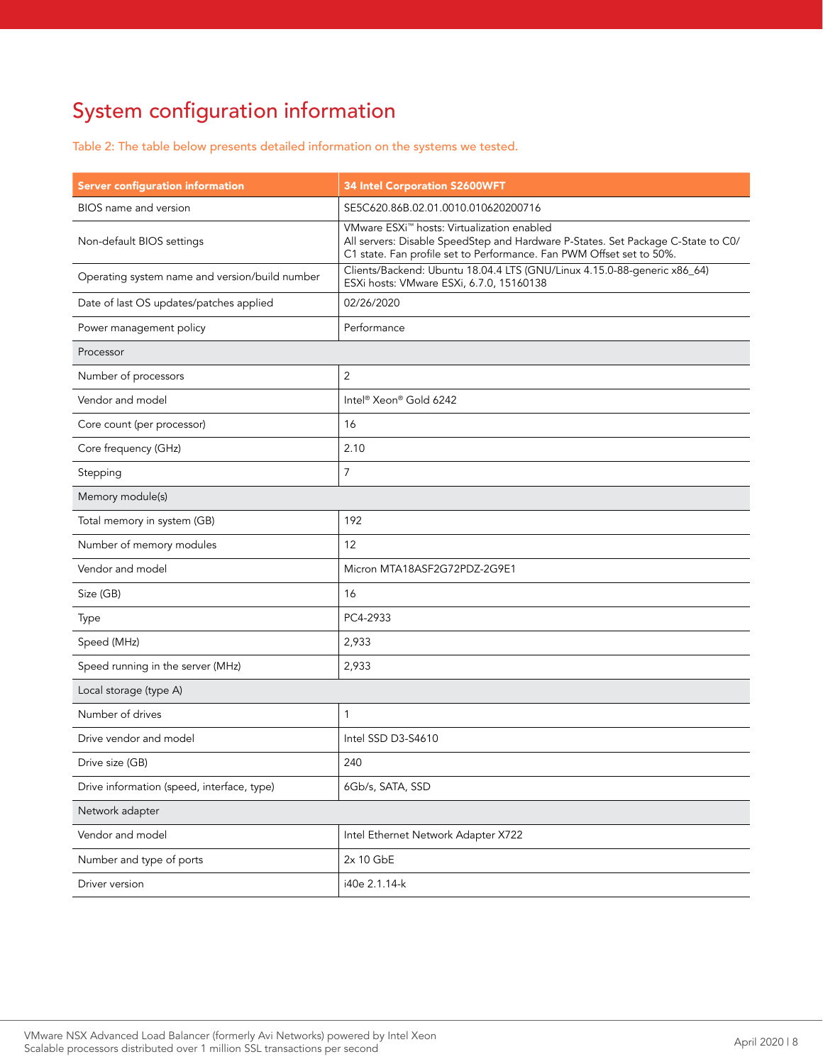# System configuration information

Table 2: The table below presents detailed information on the systems we tested.

| Server configuration information | 34 Intel Corporation S2600WFT |
|---|---|
| BIOS name and version | SE5C620.86B.02.01.0010.010620200716 |
| Non-default BIOS settings | VMware ESXi™ hosts: Virtualization enabled<br>All servers: Disable SpeedStep and Hardware P-States. Set Package C-State to C0/C1 state. Fan profile set to Performance. Fan PWM Offset set to 50%. |
| Operating system name and version/build number | Clients/Backend: Ubuntu 18.04.4 LTS (GNU/Linux 4.15.0-88-generic x86_64)<br>ESXi hosts: VMware ESXi, 6.7.0, 15160138 |
| Date of last OS updates/patches applied | 02/26/2020 |
| Power management policy | Performance |
| Processor | |
| Number of processors | 2 |
| Vendor and model | Intel® Xeon® Gold 6242 |
| Core count (per processor) | 16 |
| Core frequency (GHz) | 2.10 |
| Stepping | 7 |
| Memory module(s) | |
| Total memory in system (GB) | 192 |
| Number of memory modules | 12 |
| Vendor and model | Micron MTA18ASF2G72PDZ-2G9E1 |
| Size (GB) | 16 |
| Type | PC4-2933 |
| Speed (MHz) | 2,933 |
| Speed running in the server (MHz) | 2,933 |
| Local storage (type A) | |
| Number of drives | 1 |
| Drive vendor and model | Intel SSD D3-S4610 |
| Drive size (GB) | 240 |
| Drive information (speed, interface, type) | 6Gb/s, SATA, SSD |
| Network adapter | |
| Vendor and model | Intel Ethernet Network Adapter X722 |
| Number and type of ports | 2x 10 GbE |
| Driver version | i40e 2.1.14-k |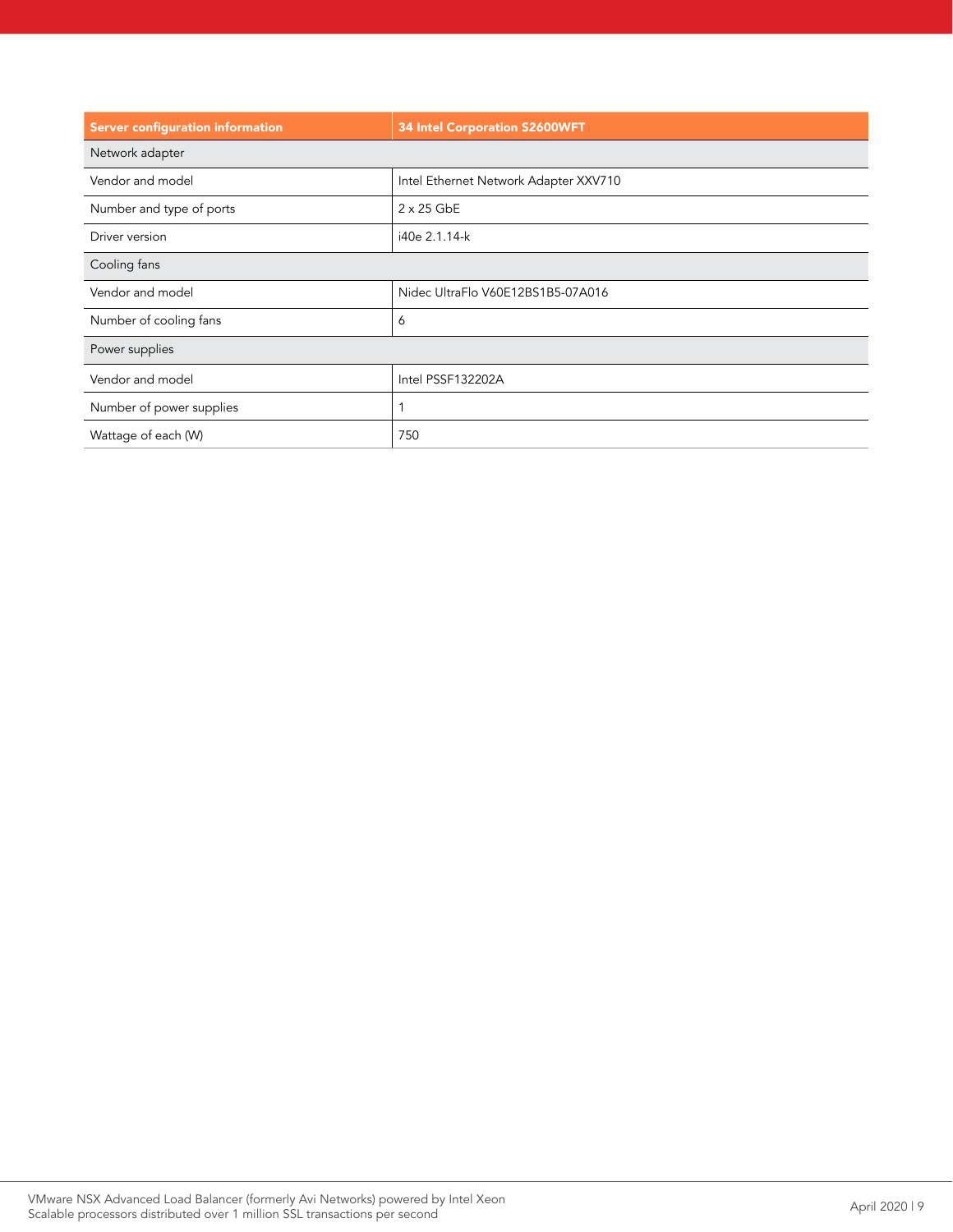| Server configuration information | 34 Intel Corporation S2600WFT |
|---|---|
| Network adapter | |
| Vendor and model | Intel Ethernet Network Adapter XXV710 |
| Number and type of ports | 2 x 25 GbE |
| Driver version | i40e 2.1.14-k |
| Cooling fans | |
| Vendor and model | Nidec UltraFlo V60E12BS1B5-07A016 |
| Number of cooling fans | 6 |
| Power supplies | |
| Vendor and model | Intel PSSF132202A |
| Number of power supplies | 1 |
| Wattage of each (W) | 750 |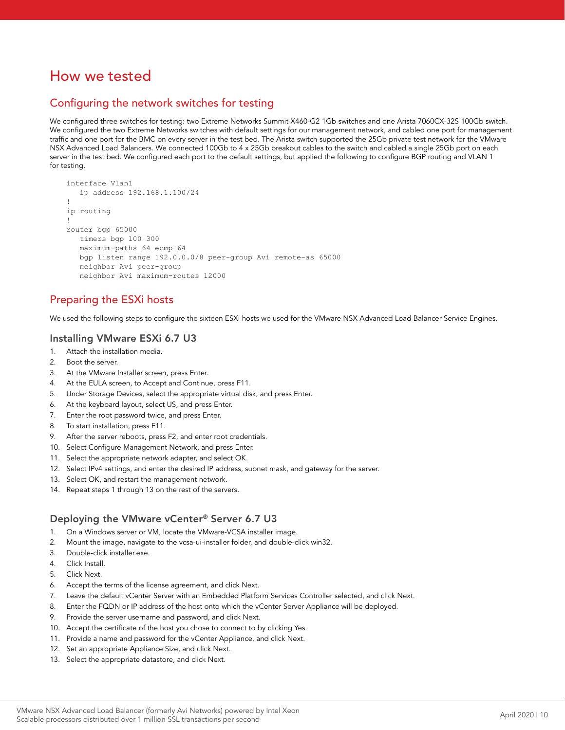# How we tested

## Configuring the network switches for testing

We configured three switches for testing: two Extreme Networks Summit X460-G2 1Gb switches and one Arista 7060CX-32S 100Gb switch. We configured the two Extreme Networks switches with default settings for our management network, and cabled one port for management traffic and one port for the BMC on every server in the test bed. The Arista switch supported the 25Gb private test network for the VMware NSX Advanced Load Balancers. We connected 100Gb to 4 x 25Gb breakout cables to the switch and cabled a single 25Gb port on each server in the test bed. We configured each port to the default settings, but applied the following to configure BGP routing and VLAN 1 for testing.

```
interface Vlan1
   ip address 192.168.1.100/24
!
ip routing
!
router bgp 65000
   timers bgp 100 300
   maximum-paths 64 ecmp 64
   bgp listen range 192.0.0.0/8 peer-group Avi remote-as 65000
   neighbor Avi peer-group
   neighbor Avi maximum-routes 12000
```

## Preparing the ESXi hosts

We used the following steps to configure the sixteen ESXi hosts we used for the VMware NSX Advanced Load Balancer Service Engines.

### Installing VMware ESXi 6.7 U3

1. Attach the installation media.
2. Boot the server.
3. At the VMware Installer screen, press Enter.
4. At the EULA screen, to Accept and Continue, press F11.
5. Under Storage Devices, select the appropriate virtual disk, and press Enter.
6. At the keyboard layout, select US, and press Enter.
7. Enter the root password twice, and press Enter.
8. To start installation, press F11.
9. After the server reboots, press F2, and enter root credentials.
10. Select Configure Management Network, and press Enter.
11. Select the appropriate network adapter, and select OK.
12. Select IPv4 settings, and enter the desired IP address, subnet mask, and gateway for the server.
13. Select OK, and restart the management network.
14. Repeat steps 1 through 13 on the rest of the servers.

### Deploying the VMware vCenter® Server 6.7 U3

1. On a Windows server or VM, locate the VMware-VCSA installer image.
2. Mount the image, navigate to the vcsa-ui-installer folder, and double-click win32.
3. Double-click installer.exe.
4. Click Install.
5. Click Next.
6. Accept the terms of the license agreement, and click Next.
7. Leave the default vCenter Server with an Embedded Platform Services Controller selected, and click Next.
8. Enter the FQDN or IP address of the host onto which the vCenter Server Appliance will be deployed.
9. Provide the server username and password, and click Next.
10. Accept the certificate of the host you chose to connect to by clicking Yes.
11. Provide a name and password for the vCenter Appliance, and click Next.
12. Set an appropriate Appliance Size, and click Next.
13. Select the appropriate datastore, and click Next.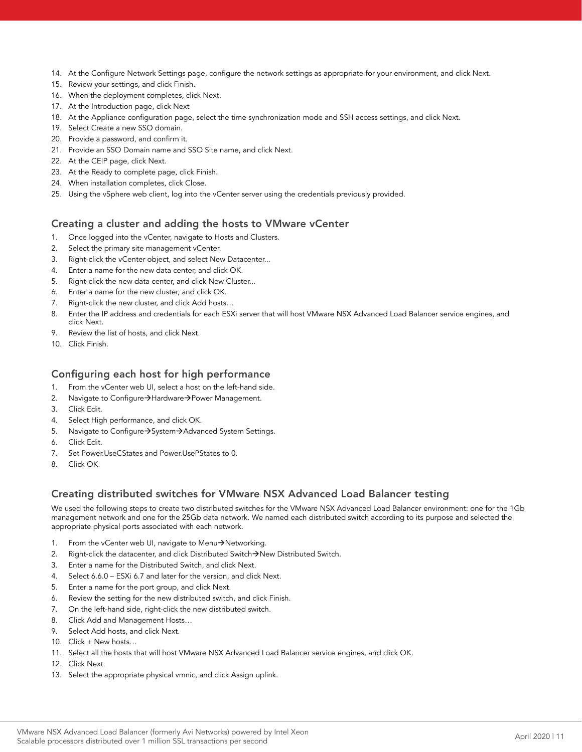14. At the Configure Network Settings page, configure the network settings as appropriate for your environment, and click Next.
15. Review your settings, and click Finish.
16. When the deployment completes, click Next.
17. At the Introduction page, click Next
18. At the Appliance configuration page, select the time synchronization mode and SSH access settings, and click Next.
19. Select Create a new SSO domain.
20. Provide a password, and confirm it.
21. Provide an SSO Domain name and SSO Site name, and click Next.
22. At the CEIP page, click Next.
23. At the Ready to complete page, click Finish.
24. When installation completes, click Close.
25. Using the vSphere web client, log into the vCenter server using the credentials previously provided.

## Creating a cluster and adding the hosts to VMware vCenter

1. Once logged into the vCenter, navigate to Hosts and Clusters.
2. Select the primary site management vCenter.
3. Right-click the vCenter object, and select New Datacenter...
4. Enter a name for the new data center, and click OK.
5. Right-click the new data center, and click New Cluster...
6. Enter a name for the new cluster, and click OK.
7. Right-click the new cluster, and click Add hosts…
8. Enter the IP address and credentials for each ESXi server that will host VMware NSX Advanced Load Balancer service engines, and click Next.
9. Review the list of hosts, and click Next.
10. Click Finish.

## Configuring each host for high performance

1. From the vCenter web UI, select a host on the left-hand side.
2. Navigate to Configure→Hardware→Power Management.
3. Click Edit.
4. Select High performance, and click OK.
5. Navigate to Configure→System→Advanced System Settings.
6. Click Edit.
7. Set Power.UseCStates and Power.UsePStates to 0.
8. Click OK.

## Creating distributed switches for VMware NSX Advanced Load Balancer testing

We used the following steps to create two distributed switches for the VMware NSX Advanced Load Balancer environment: one for the 1Gb management network and one for the 25Gb data network. We named each distributed switch according to its purpose and selected the appropriate physical ports associated with each network.

1. From the vCenter web UI, navigate to Menu→Networking.
2. Right-click the datacenter, and click Distributed Switch→New Distributed Switch.
3. Enter a name for the Distributed Switch, and click Next.
4. Select 6.6.0 – ESXi 6.7 and later for the version, and click Next.
5. Enter a name for the port group, and click Next.
6. Review the setting for the new distributed switch, and click Finish.
7. On the left-hand side, right-click the new distributed switch.
8. Click Add and Management Hosts…
9. Select Add hosts, and click Next.
10. Click + New hosts…
11. Select all the hosts that will host VMware NSX Advanced Load Balancer service engines, and click OK.
12. Click Next.
13. Select the appropriate physical vmnic, and click Assign uplink.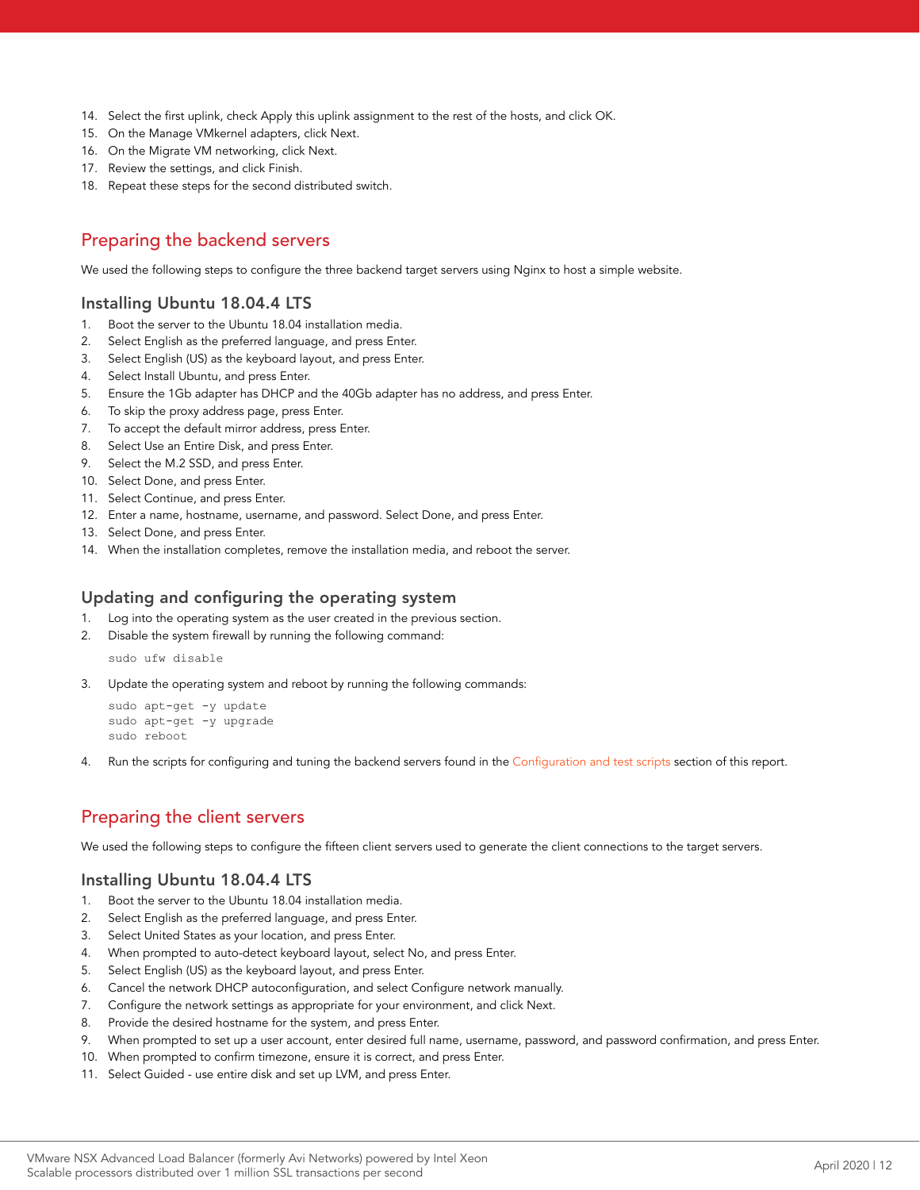14. Select the first uplink, check Apply this uplink assignment to the rest of the hosts, and click OK.
15. On the Manage VMkernel adapters, click Next.
16. On the Migrate VM networking, click Next.
17. Review the settings, and click Finish.
18. Repeat these steps for the second distributed switch.

## Preparing the backend servers

We used the following steps to configure the three backend target servers using Nginx to host a simple website.

### Installing Ubuntu 18.04.4 LTS

1. Boot the server to the Ubuntu 18.04 installation media.
2. Select English as the preferred language, and press Enter.
3. Select English (US) as the keyboard layout, and press Enter.
4. Select Install Ubuntu, and press Enter.
5. Ensure the 1Gb adapter has DHCP and the 40Gb adapter has no address, and press Enter.
6. To skip the proxy address page, press Enter.
7. To accept the default mirror address, press Enter.
8. Select Use an Entire Disk, and press Enter.
9. Select the M.2 SSD, and press Enter.
10. Select Done, and press Enter.
11. Select Continue, and press Enter.
12. Enter a name, hostname, username, and password. Select Done, and press Enter.
13. Select Done, and press Enter.
14. When the installation completes, remove the installation media, and reboot the server.

### Updating and configuring the operating system

1. Log into the operating system as the user created in the previous section.
2. Disable the system firewall by running the following command:

```
sudo ufw disable
```

3. Update the operating system and reboot by running the following commands:

```
sudo apt-get -y update
sudo apt-get -y upgrade
sudo reboot
```

4. Run the scripts for configuring and tuning the backend servers found in the Configuration and test scripts section of this report.

## Preparing the client servers

We used the following steps to configure the fifteen client servers used to generate the client connections to the target servers.

### Installing Ubuntu 18.04.4 LTS

1. Boot the server to the Ubuntu 18.04 installation media.
2. Select English as the preferred language, and press Enter.
3. Select United States as your location, and press Enter.
4. When prompted to auto-detect keyboard layout, select No, and press Enter.
5. Select English (US) as the keyboard layout, and press Enter.
6. Cancel the network DHCP autoconfiguration, and select Configure network manually.
7. Configure the network settings as appropriate for your environment, and click Next.
8. Provide the desired hostname for the system, and press Enter.
9. When prompted to set up a user account, enter desired full name, username, password, and password confirmation, and press Enter.
10. When prompted to confirm timezone, ensure it is correct, and press Enter.
11. Select Guided - use entire disk and set up LVM, and press Enter.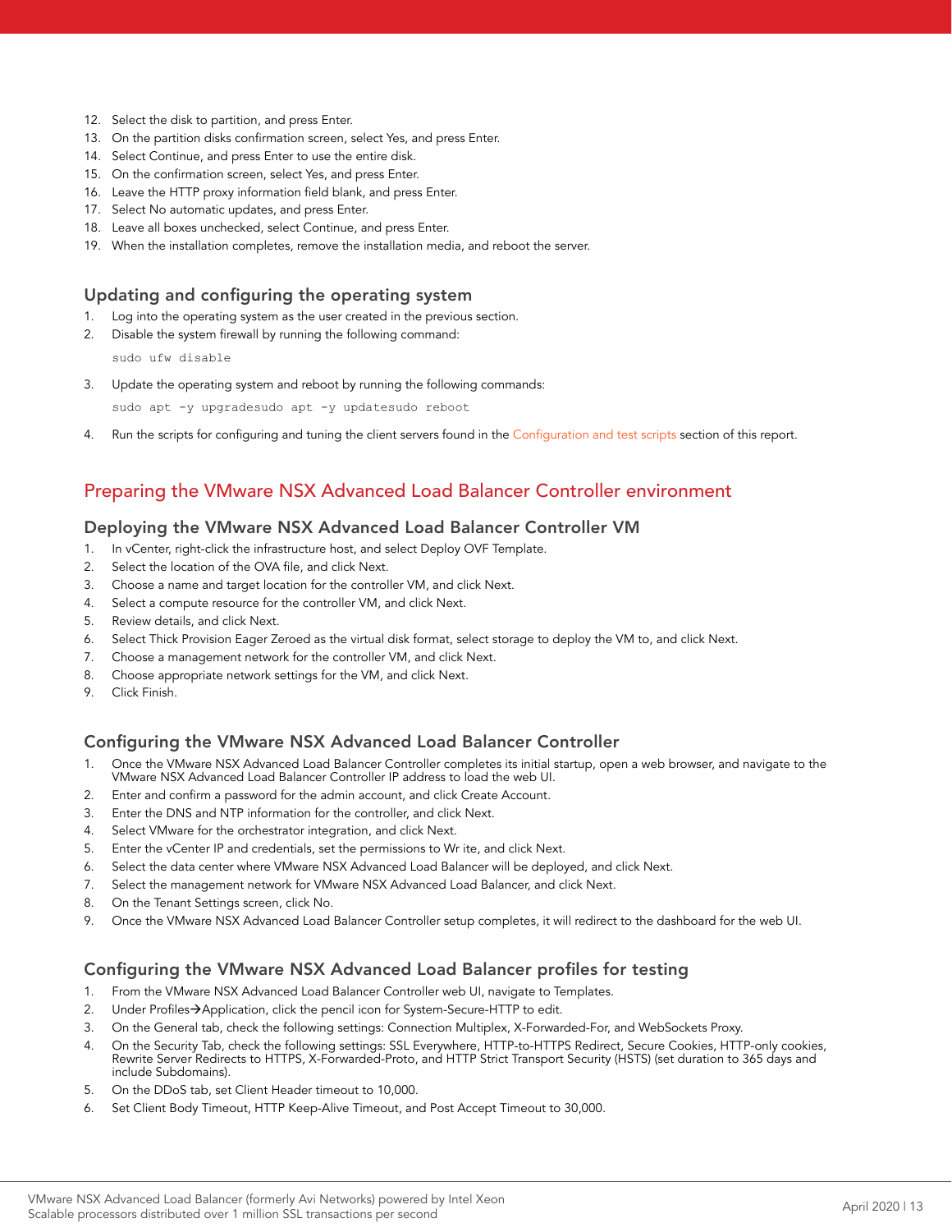12. Select the disk to partition, and press Enter.
13. On the partition disks confirmation screen, select Yes, and press Enter.
14. Select Continue, and press Enter to use the entire disk.
15. On the confirmation screen, select Yes, and press Enter.
16. Leave the HTTP proxy information field blank, and press Enter.
17. Select No automatic updates, and press Enter.
18. Leave all boxes unchecked, select Continue, and press Enter.
19. When the installation completes, remove the installation media, and reboot the server.

### Updating and configuring the operating system

1. Log into the operating system as the user created in the previous section.
2. Disable the system firewall by running the following command:

```
sudo ufw disable
```

3. Update the operating system and reboot by running the following commands:

```
sudo apt -y upgradesudo apt -y updatesudo reboot
```

4. Run the scripts for configuring and tuning the client servers found in the Configuration and test scripts section of this report.

## Preparing the VMware NSX Advanced Load Balancer Controller environment

### Deploying the VMware NSX Advanced Load Balancer Controller VM

1. In vCenter, right-click the infrastructure host, and select Deploy OVF Template.
2. Select the location of the OVA file, and click Next.
3. Choose a name and target location for the controller VM, and click Next.
4. Select a compute resource for the controller VM, and click Next.
5. Review details, and click Next.
6. Select Thick Provision Eager Zeroed as the virtual disk format, select storage to deploy the VM to, and click Next.
7. Choose a management network for the controller VM, and click Next.
8. Choose appropriate network settings for the VM, and click Next.
9. Click Finish.

### Configuring the VMware NSX Advanced Load Balancer Controller

1. Once the VMware NSX Advanced Load Balancer Controller completes its initial startup, open a web browser, and navigate to the VMware NSX Advanced Load Balancer Controller IP address to load the web UI.
2. Enter and confirm a password for the admin account, and click Create Account.
3. Enter the DNS and NTP information for the controller, and click Next.
4. Select VMware for the orchestrator integration, and click Next.
5. Enter the vCenter IP and credentials, set the permissions to Wr ite, and click Next.
6. Select the data center where VMware NSX Advanced Load Balancer will be deployed, and click Next.
7. Select the management network for VMware NSX Advanced Load Balancer, and click Next.
8. On the Tenant Settings screen, click No.
9. Once the VMware NSX Advanced Load Balancer Controller setup completes, it will redirect to the dashboard for the web UI.

### Configuring the VMware NSX Advanced Load Balancer profiles for testing

1. From the VMware NSX Advanced Load Balancer Controller web UI, navigate to Templates.
2. Under Profiles→Application, click the pencil icon for System-Secure-HTTP to edit.
3. On the General tab, check the following settings: Connection Multiplex, X-Forwarded-For, and WebSockets Proxy.
4. On the Security Tab, check the following settings: SSL Everywhere, HTTP-to-HTTPS Redirect, Secure Cookies, HTTP-only cookies, Rewrite Server Redirects to HTTPS, X-Forwarded-Proto, and HTTP Strict Transport Security (HSTS) (set duration to 365 days and include Subdomains).
5. On the DDoS tab, set Client Header timeout to 10,000.
6. Set Client Body Timeout, HTTP Keep-Alive Timeout, and Post Accept Timeout to 30,000.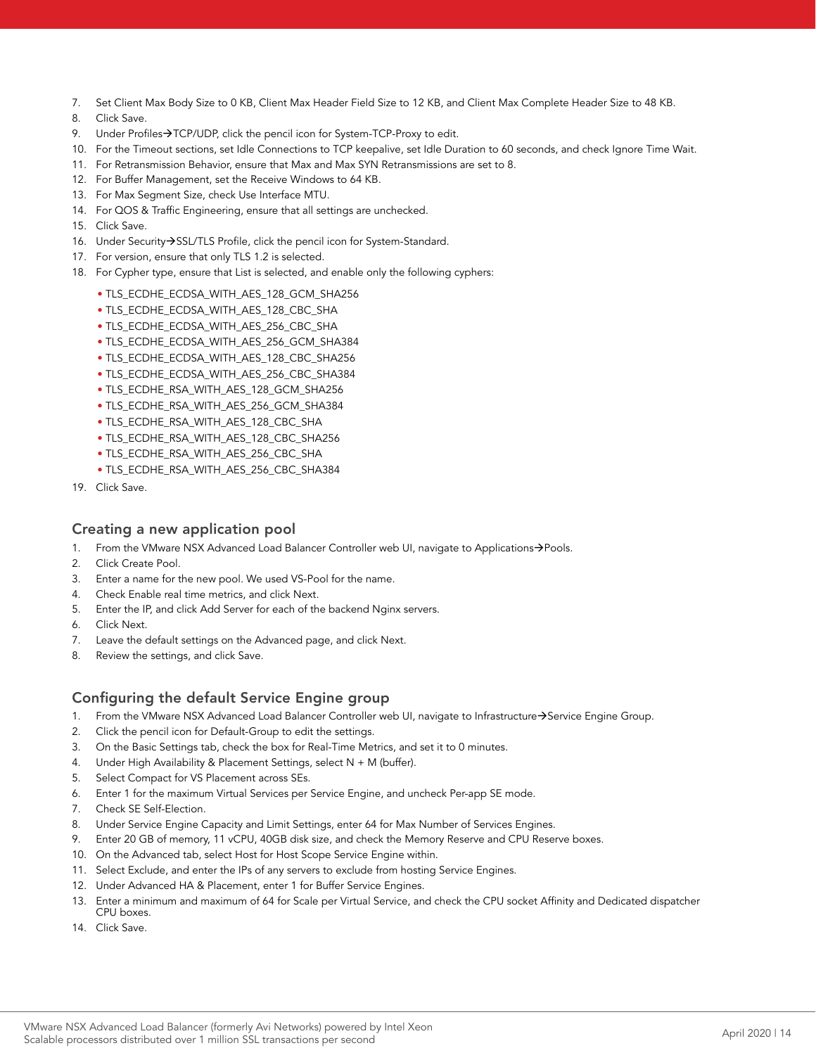7. Set Client Max Body Size to 0 KB, Client Max Header Field Size to 12 KB, and Client Max Complete Header Size to 48 KB.
8. Click Save.
9. Under Profiles→TCP/UDP, click the pencil icon for System-TCP-Proxy to edit.
10. For the Timeout sections, set Idle Connections to TCP keepalive, set Idle Duration to 60 seconds, and check Ignore Time Wait.
11. For Retransmission Behavior, ensure that Max and Max SYN Retransmissions are set to 8.
12. For Buffer Management, set the Receive Windows to 64 KB.
13. For Max Segment Size, check Use Interface MTU.
14. For QOS & Traffic Engineering, ensure that all settings are unchecked.
15. Click Save.
16. Under Security→SSL/TLS Profile, click the pencil icon for System-Standard.
17. For version, ensure that only TLS 1.2 is selected.
18. For Cypher type, ensure that List is selected, and enable only the following cyphers:
    - TLS_ECDHE_ECDSA_WITH_AES_128_GCM_SHA256
    - TLS_ECDHE_ECDSA_WITH_AES_128_CBC_SHA
    - TLS_ECDHE_ECDSA_WITH_AES_256_CBC_SHA
    - TLS_ECDHE_ECDSA_WITH_AES_256_GCM_SHA384
    - TLS_ECDHE_ECDSA_WITH_AES_128_CBC_SHA256
    - TLS_ECDHE_ECDSA_WITH_AES_256_CBC_SHA384
    - TLS_ECDHE_RSA_WITH_AES_128_GCM_SHA256
    - TLS_ECDHE_RSA_WITH_AES_256_GCM_SHA384
    - TLS_ECDHE_RSA_WITH_AES_128_CBC_SHA
    - TLS_ECDHE_RSA_WITH_AES_128_CBC_SHA256
    - TLS_ECDHE_RSA_WITH_AES_256_CBC_SHA
    - TLS_ECDHE_RSA_WITH_AES_256_CBC_SHA384
19. Click Save.

### Creating a new application pool

1. From the VMware NSX Advanced Load Balancer Controller web UI, navigate to Applications→Pools.
2. Click Create Pool.
3. Enter a name for the new pool. We used VS-Pool for the name.
4. Check Enable real time metrics, and click Next.
5. Enter the IP, and click Add Server for each of the backend Nginx servers.
6. Click Next.
7. Leave the default settings on the Advanced page, and click Next.
8. Review the settings, and click Save.

### Configuring the default Service Engine group

1. From the VMware NSX Advanced Load Balancer Controller web UI, navigate to Infrastructure→Service Engine Group.
2. Click the pencil icon for Default-Group to edit the settings.
3. On the Basic Settings tab, check the box for Real-Time Metrics, and set it to 0 minutes.
4. Under High Availability & Placement Settings, select N + M (buffer).
5. Select Compact for VS Placement across SEs.
6. Enter 1 for the maximum Virtual Services per Service Engine, and uncheck Per-app SE mode.
7. Check SE Self-Election.
8. Under Service Engine Capacity and Limit Settings, enter 64 for Max Number of Services Engines.
9. Enter 20 GB of memory, 11 vCPU, 40GB disk size, and check the Memory Reserve and CPU Reserve boxes.
10. On the Advanced tab, select Host for Host Scope Service Engine within.
11. Select Exclude, and enter the IPs of any servers to exclude from hosting Service Engines.
12. Under Advanced HA & Placement, enter 1 for Buffer Service Engines.
13. Enter a minimum and maximum of 64 for Scale per Virtual Service, and check the CPU socket Affinity and Dedicated dispatcher CPU boxes.
14. Click Save.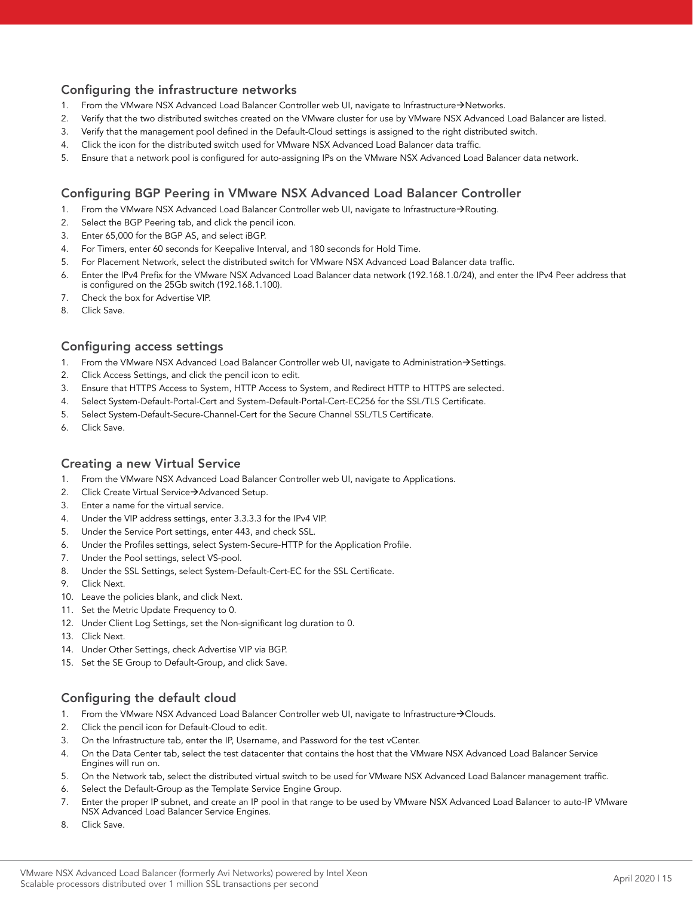### Configuring the infrastructure networks

1. From the VMware NSX Advanced Load Balancer Controller web UI, navigate to Infrastructure→Networks.
2. Verify that the two distributed switches created on the VMware cluster for use by VMware NSX Advanced Load Balancer are listed.
3. Verify that the management pool defined in the Default-Cloud settings is assigned to the right distributed switch.
4. Click the icon for the distributed switch used for VMware NSX Advanced Load Balancer data traffic.
5. Ensure that a network pool is configured for auto-assigning IPs on the VMware NSX Advanced Load Balancer data network.

### Configuring BGP Peering in VMware NSX Advanced Load Balancer Controller

1. From the VMware NSX Advanced Load Balancer Controller web UI, navigate to Infrastructure→Routing.
2. Select the BGP Peering tab, and click the pencil icon.
3. Enter 65,000 for the BGP AS, and select iBGP.
4. For Timers, enter 60 seconds for Keepalive Interval, and 180 seconds for Hold Time.
5. For Placement Network, select the distributed switch for VMware NSX Advanced Load Balancer data traffic.
6. Enter the IPv4 Prefix for the VMware NSX Advanced Load Balancer data network (192.168.1.0/24), and enter the IPv4 Peer address that is configured on the 25Gb switch (192.168.1.100).
7. Check the box for Advertise VIP.
8. Click Save.

### Configuring access settings

1. From the VMware NSX Advanced Load Balancer Controller web UI, navigate to Administration→Settings.
2. Click Access Settings, and click the pencil icon to edit.
3. Ensure that HTTPS Access to System, HTTP Access to System, and Redirect HTTP to HTTPS are selected.
4. Select System-Default-Portal-Cert and System-Default-Portal-Cert-EC256 for the SSL/TLS Certificate.
5. Select System-Default-Secure-Channel-Cert for the Secure Channel SSL/TLS Certificate.
6. Click Save.

### Creating a new Virtual Service

1. From the VMware NSX Advanced Load Balancer Controller web UI, navigate to Applications.
2. Click Create Virtual Service→Advanced Setup.
3. Enter a name for the virtual service.
4. Under the VIP address settings, enter 3.3.3.3 for the IPv4 VIP.
5. Under the Service Port settings, enter 443, and check SSL.
6. Under the Profiles settings, select System-Secure-HTTP for the Application Profile.
7. Under the Pool settings, select VS-pool.
8. Under the SSL Settings, select System-Default-Cert-EC for the SSL Certificate.
9. Click Next.
10. Leave the policies blank, and click Next.
11. Set the Metric Update Frequency to 0.
12. Under Client Log Settings, set the Non-significant log duration to 0.
13. Click Next.
14. Under Other Settings, check Advertise VIP via BGP.
15. Set the SE Group to Default-Group, and click Save.

### Configuring the default cloud

1. From the VMware NSX Advanced Load Balancer Controller web UI, navigate to Infrastructure→Clouds.
2. Click the pencil icon for Default-Cloud to edit.
3. On the Infrastructure tab, enter the IP, Username, and Password for the test vCenter.
4. On the Data Center tab, select the test datacenter that contains the host that the VMware NSX Advanced Load Balancer Service Engines will run on.
5. On the Network tab, select the distributed virtual switch to be used for VMware NSX Advanced Load Balancer management traffic.
6. Select the Default-Group as the Template Service Engine Group.
7. Enter the proper IP subnet, and create an IP pool in that range to be used by VMware NSX Advanced Load Balancer to auto-IP VMware NSX Advanced Load Balancer Service Engines.
8. Click Save.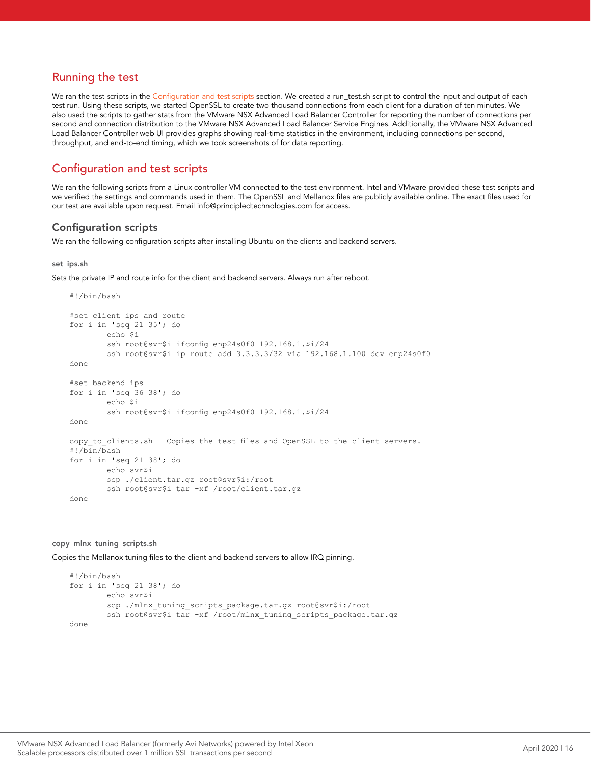## Running the test

We ran the test scripts in the Configuration and test scripts section. We created a run_test.sh script to control the input and output of each test run. Using these scripts, we started OpenSSL to create two thousand connections from each client for a duration of ten minutes. We also used the scripts to gather stats from the VMware NSX Advanced Load Balancer Controller for reporting the number of connections per second and connection distribution to the VMware NSX Advanced Load Balancer Service Engines. Additionally, the VMware NSX Advanced Load Balancer Controller web UI provides graphs showing real-time statistics in the environment, including connections per second, throughput, and end-to-end timing, which we took screenshots of for data reporting.

## Configuration and test scripts

We ran the following scripts from a Linux controller VM connected to the test environment. Intel and VMware provided these test scripts and we verified the settings and commands used in them. The OpenSSL and Mellanox files are publicly available online. The exact files used for our test are available upon request. Email info@principledtechnologies.com for access.

### Configuration scripts

We ran the following configuration scripts after installing Ubuntu on the clients and backend servers.

#### set_ips.sh

Sets the private IP and route info for the client and backend servers. Always run after reboot.

```
#!/bin/bash

#set client ips and route
for i in 'seq 21 35'; do
        echo $i
        ssh root@svr$i ifconfig enp24s0f0 192.168.1.$i/24
        ssh root@svr$i ip route add 3.3.3.3/32 via 192.168.1.100 dev enp24s0f0
done

#set backend ips
for i in 'seq 36 38'; do
        echo $i
        ssh root@svr$i ifconfig enp24s0f0 192.168.1.$i/24
done

copy_to_clients.sh – Copies the test files and OpenSSL to the client servers.
#!/bin/bash
for i in 'seq 21 38'; do
        echo svr$i
        scp ./client.tar.gz root@svr$i:/root
        ssh root@svr$i tar -xf /root/client.tar.gz
done
```

#### copy_mlnx_tuning_scripts.sh

Copies the Mellanox tuning files to the client and backend servers to allow IRQ pinning.

```
#!/bin/bash
for i in 'seq 21 38'; do
        echo svr$i
        scp ./mlnx_tuning_scripts_package.tar.gz root@svr$i:/root
        ssh root@svr$i tar -xf /root/mlnx_tuning_scripts_package.tar.gz
done
```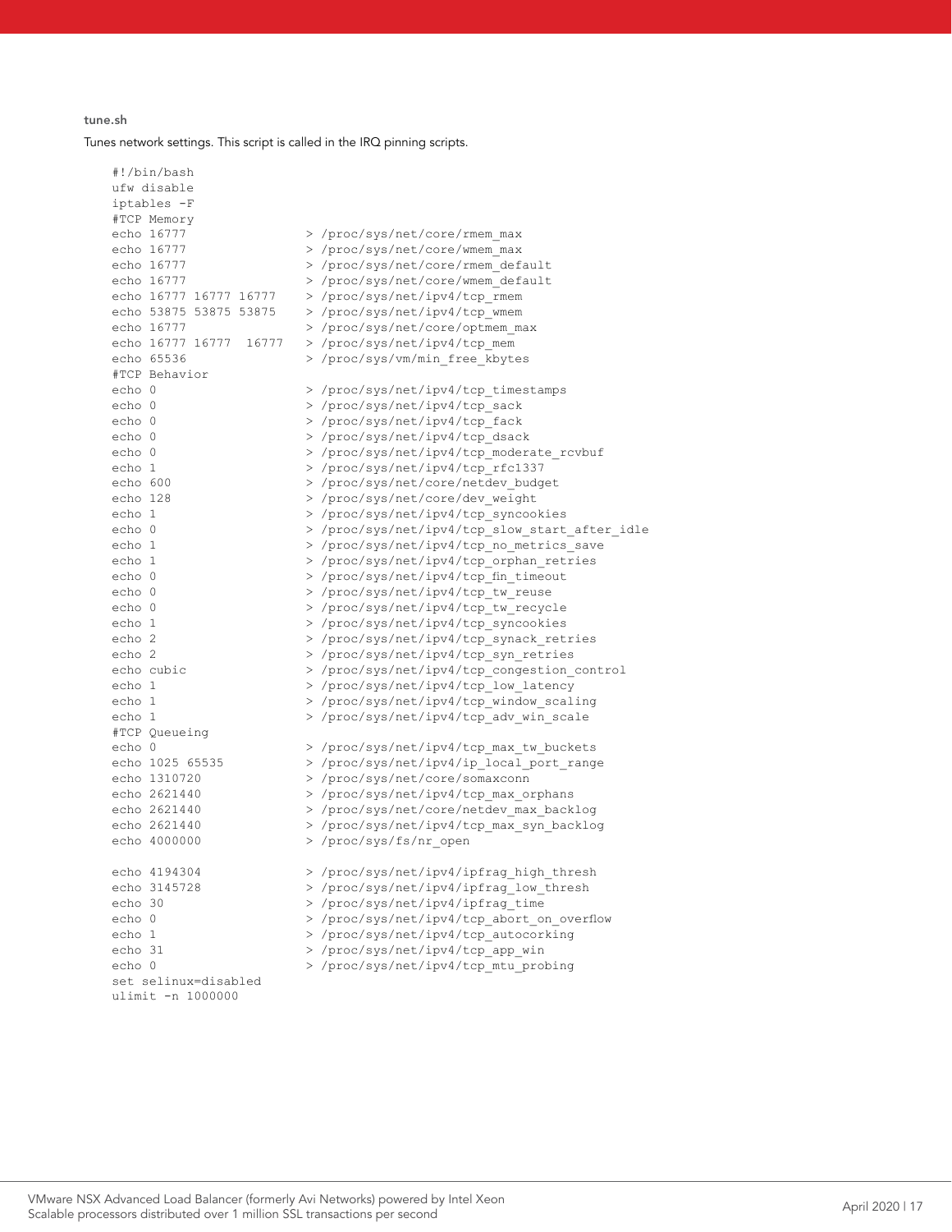**tune.sh**

Tunes network settings. This script is called in the IRQ pinning scripts.

```
#!/bin/bash
ufw disable
iptables -F
#TCP Memory
echo 16777                > /proc/sys/net/core/rmem_max
echo 16777                > /proc/sys/net/core/wmem_max
echo 16777                > /proc/sys/net/core/rmem_default
echo 16777                > /proc/sys/net/core/wmem_default
echo 16777 16777 16777    > /proc/sys/net/ipv4/tcp_rmem
echo 53875 53875 53875    > /proc/sys/net/ipv4/tcp_wmem
echo 16777                > /proc/sys/net/core/optmem_max
echo 16777 16777  16777   > /proc/sys/net/ipv4/tcp_mem
echo 65536                > /proc/sys/vm/min_free_kbytes
#TCP Behavior
echo 0                    > /proc/sys/net/ipv4/tcp_timestamps
echo 0                    > /proc/sys/net/ipv4/tcp_sack
echo 0                    > /proc/sys/net/ipv4/tcp_fack
echo 0                    > /proc/sys/net/ipv4/tcp_dsack
echo 0                    > /proc/sys/net/ipv4/tcp_moderate_rcvbuf
echo 1                    > /proc/sys/net/ipv4/tcp_rfc1337
echo 600                  > /proc/sys/net/core/netdev_budget
echo 128                  > /proc/sys/net/core/dev_weight
echo 1                    > /proc/sys/net/ipv4/tcp_syncookies
echo 0                    > /proc/sys/net/ipv4/tcp_slow_start_after_idle
echo 1                    > /proc/sys/net/ipv4/tcp_no_metrics_save
echo 1                    > /proc/sys/net/ipv4/tcp_orphan_retries
echo 0                    > /proc/sys/net/ipv4/tcp_fin_timeout
echo 0                    > /proc/sys/net/ipv4/tcp_tw_reuse
echo 0                    > /proc/sys/net/ipv4/tcp_tw_recycle
echo 1                    > /proc/sys/net/ipv4/tcp_syncookies
echo 2                    > /proc/sys/net/ipv4/tcp_synack_retries
echo 2                    > /proc/sys/net/ipv4/tcp_syn_retries
echo cubic                > /proc/sys/net/ipv4/tcp_congestion_control
echo 1                    > /proc/sys/net/ipv4/tcp_low_latency
echo 1                    > /proc/sys/net/ipv4/tcp_window_scaling
echo 1                    > /proc/sys/net/ipv4/tcp_adv_win_scale
#TCP Queueing
echo 0                    > /proc/sys/net/ipv4/tcp_max_tw_buckets
echo 1025 65535           > /proc/sys/net/ipv4/ip_local_port_range
echo 1310720              > /proc/sys/net/core/somaxconn
echo 2621440              > /proc/sys/net/ipv4/tcp_max_orphans
echo 2621440              > /proc/sys/net/core/netdev_max_backlog
echo 2621440              > /proc/sys/net/ipv4/tcp_max_syn_backlog
echo 4000000              > /proc/sys/fs/nr_open

echo 4194304              > /proc/sys/net/ipv4/ipfrag_high_thresh
echo 3145728              > /proc/sys/net/ipv4/ipfrag_low_thresh
echo 30                   > /proc/sys/net/ipv4/ipfrag_time
echo 0                    > /proc/sys/net/ipv4/tcp_abort_on_overflow
echo 1                    > /proc/sys/net/ipv4/tcp_autocorking
echo 31                   > /proc/sys/net/ipv4/tcp_app_win
echo 0                    > /proc/sys/net/ipv4/tcp_mtu_probing
set selinux=disabled
ulimit -n 1000000
```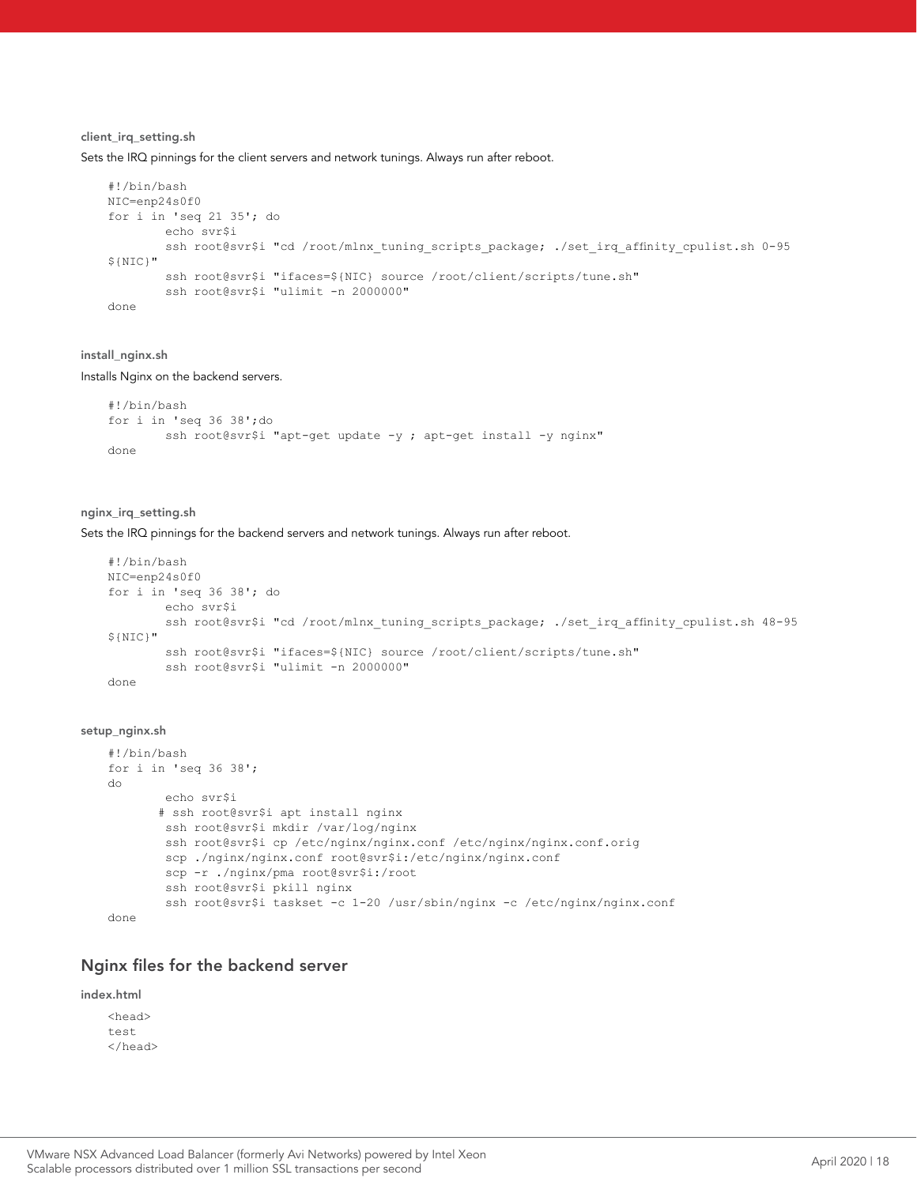#### client_irq_setting.sh

Sets the IRQ pinnings for the client servers and network tunings. Always run after reboot.

```
#!/bin/bash
NIC=enp24s0f0
for i in 'seq 21 35'; do
        echo svr$i
        ssh root@svr$i "cd /root/mlnx_tuning_scripts_package; ./set_irq_affinity_cpulist.sh 0-95
${NIC}"
        ssh root@svr$i "ifaces=${NIC} source /root/client/scripts/tune.sh"
        ssh root@svr$i "ulimit -n 2000000"
done
```

#### install_nginx.sh

Installs Nginx on the backend servers.

```
#!/bin/bash
for i in 'seq 36 38';do
        ssh root@svr$i "apt-get update -y ; apt-get install -y nginx"
done
```

#### nginx_irq_setting.sh

Sets the IRQ pinnings for the backend servers and network tunings. Always run after reboot.

```
#!/bin/bash
NIC=enp24s0f0
for i in 'seq 36 38'; do
        echo svr$i
        ssh root@svr$i "cd /root/mlnx_tuning_scripts_package; ./set_irq_affinity_cpulist.sh 48-95
${NIC}"
        ssh root@svr$i "ifaces=${NIC} source /root/client/scripts/tune.sh"
        ssh root@svr$i "ulimit -n 2000000"
done
```

#### setup_nginx.sh

```
#!/bin/bash
for i in 'seq 36 38';
do
        echo svr$i
       # ssh root@svr$i apt install nginx
        ssh root@svr$i mkdir /var/log/nginx
        ssh root@svr$i cp /etc/nginx/nginx.conf /etc/nginx/nginx.conf.orig
        scp ./nginx/nginx.conf root@svr$i:/etc/nginx/nginx.conf
        scp -r ./nginx/pma root@svr$i:/root
        ssh root@svr$i pkill nginx
        ssh root@svr$i taskset -c 1-20 /usr/sbin/nginx -c /etc/nginx/nginx.conf
done
```

### Nginx files for the backend server

#### index.html

```
<head>
test
</head>
```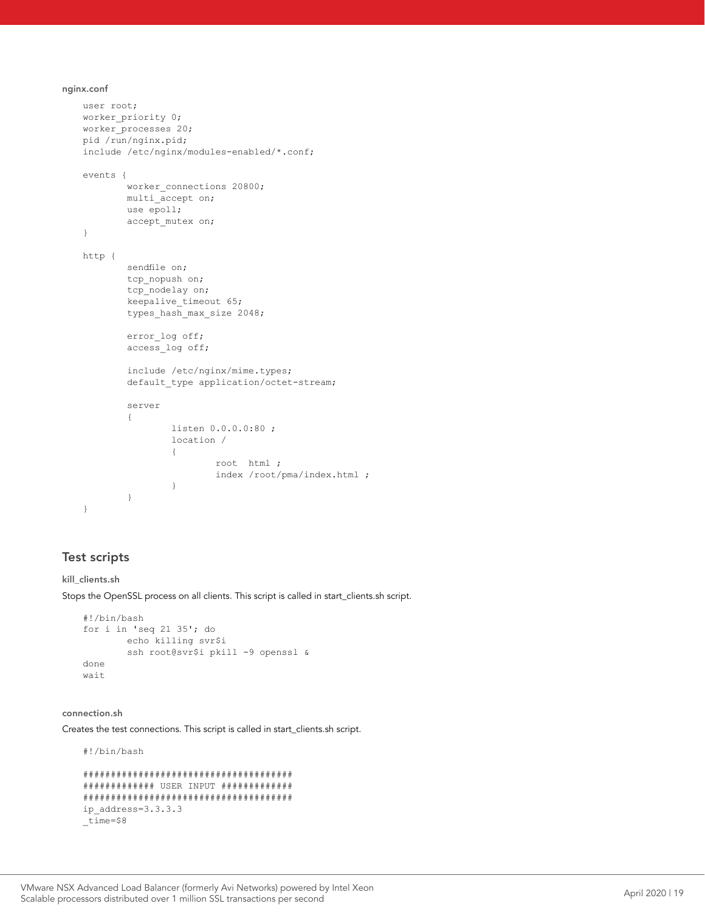#### nginx.conf

```
user root;
worker_priority 0;
worker_processes 20;
pid /run/nginx.pid;
include /etc/nginx/modules-enabled/*.conf;

events {
        worker_connections 20800;
        multi_accept on;
        use epoll;
        accept_mutex on;
}

http {
        sendfile on;
        tcp_nopush on;
        tcp_nodelay on;
        keepalive_timeout 65;
        types_hash_max_size 2048;

        error_log off;
        access_log off;

        include /etc/nginx/mime.types;
        default_type application/octet-stream;

        server
        {
                listen 0.0.0.0:80 ;
                location /
                {
                        root  html ;
                        index /root/pma/index.html ;
                }
        }
}
```

## Test scripts

#### kill_clients.sh

Stops the OpenSSL process on all clients. This script is called in start_clients.sh script.

```
#!/bin/bash
for i in 'seq 21 35'; do
        echo killing svr$i
        ssh root@svr$i pkill -9 openssl &
done
wait
```

#### connection.sh

Creates the test connections. This script is called in start_clients.sh script.

```
#!/bin/bash

######################################
############# USER INPUT ############
######################################
ip_address=3.3.3.3
_time=$8
```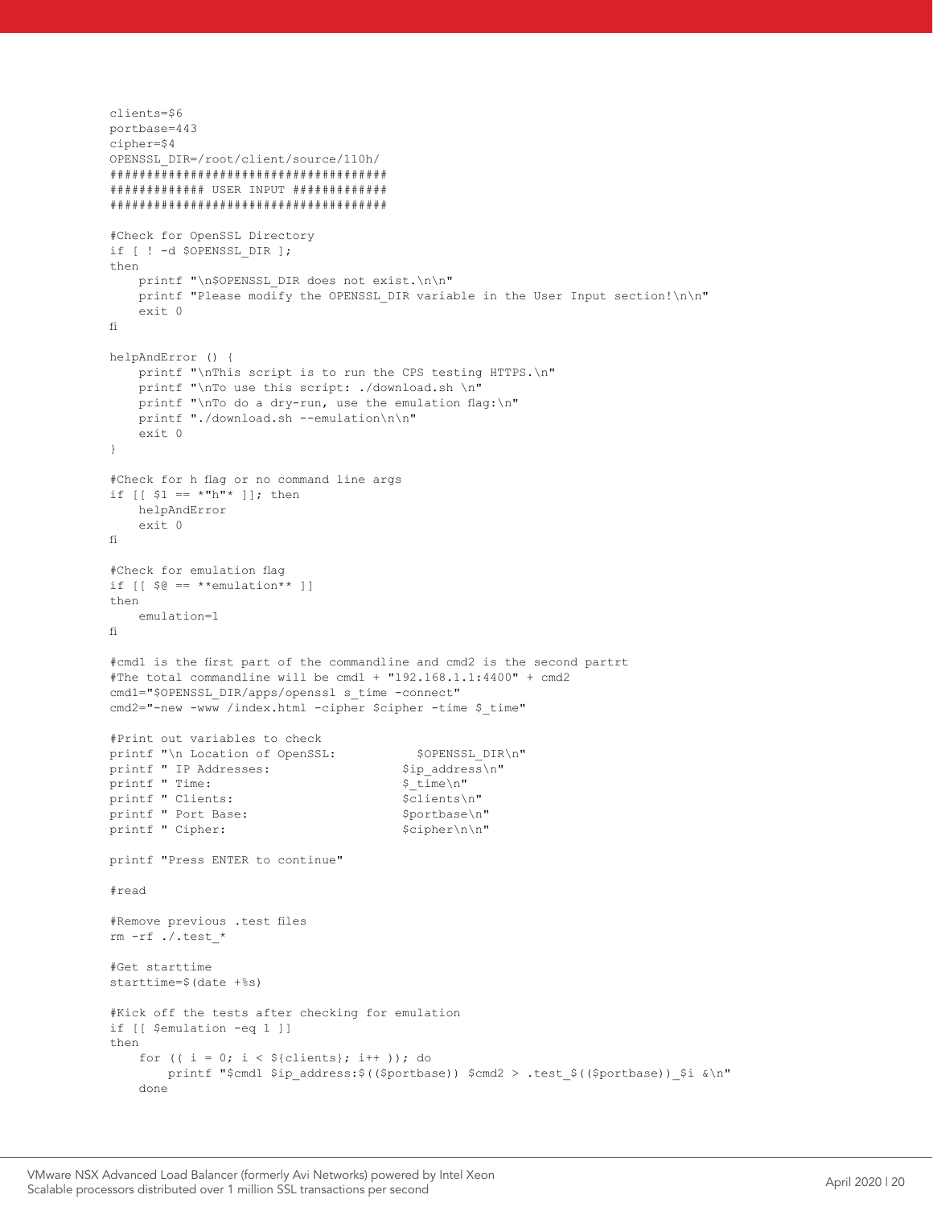```
clients=$6
portbase=443
cipher=$4
OPENSSL_DIR=/root/client/source/110h/
######################################
############# USER INPUT #############
######################################

#Check for OpenSSL Directory
if [ ! -d $OPENSSL_DIR ];
then
    printf "\n$OPENSSL_DIR does not exist.\n\n"
    printf "Please modify the OPENSSL_DIR variable in the User Input section!\n\n"
    exit 0
fi

helpAndError () {
    printf "\nThis script is to run the CPS testing HTTPS.\n"
    printf "\nTo use this script: ./download.sh \n"
    printf "\nTo do a dry-run, use the emulation flag:\n"
    printf "./download.sh --emulation\n\n"
    exit 0
}

#Check for h flag or no command line args
if [[ $1 == *"h"* ]]; then
    helpAndError
    exit 0
fi

#Check for emulation flag
if [[ $@ == **emulation** ]]
then
    emulation=1
fi

#cmd1 is the first part of the commandline and cmd2 is the second partrt
#The total commandline will be cmd1 + "192.168.1.1:4400" + cmd2
cmd1="$OPENSSL_DIR/apps/openssl s_time -connect"
cmd2="-new -www /index.html -cipher $cipher -time $_time"

#Print out variables to check
printf "\n Location of OpenSSL:           $OPENSSL_DIR\n"
printf " IP Addresses:                  $ip_address\n"
printf " Time:                          $_time\n"
printf " Clients:                       $clients\n"
printf " Port Base:                     $portbase\n"
printf " Cipher:                        $cipher\n\n"

printf "Press ENTER to continue"

#read

#Remove previous .test files
rm -rf ./.test_*

#Get starttime
starttime=$(date +%s)

#Kick off the tests after checking for emulation
if [[ $emulation -eq 1 ]]
then
    for (( i = 0; i < ${clients}; i++ )); do
        printf "$cmd1 $ip_address:$(($portbase)) $cmd2 > .test_$(($portbase))_$i &\n"
    done
```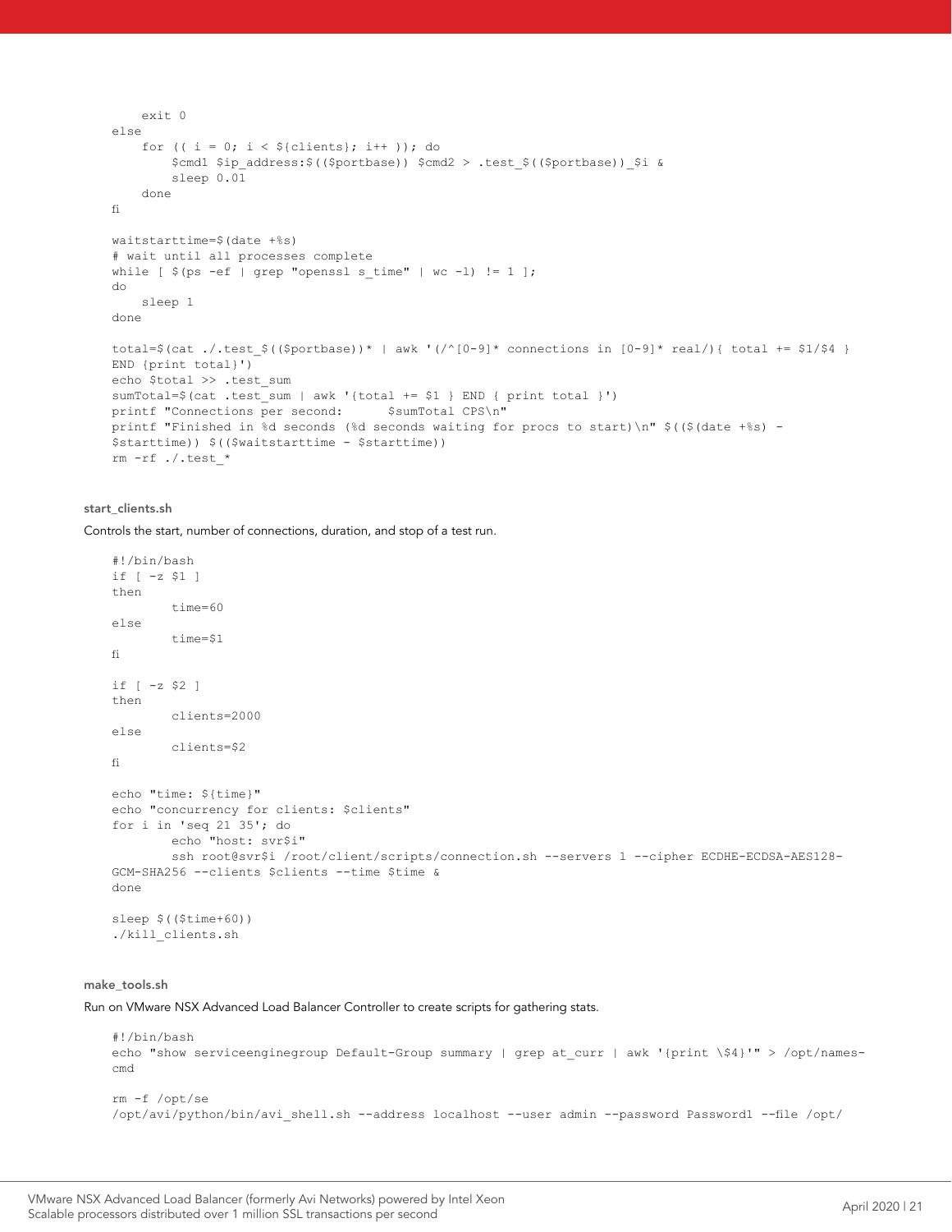```
        exit 0
    else
        for (( i = 0; i < ${clients}; i++ )); do
            $cmd1 $ip_address:$(($portbase)) $cmd2 > .test_$(($portbase))_$i &
            sleep 0.01
        done
    fi

    waitstarttime=$(date +%s)
    # wait until all processes complete
    while [ $(ps -ef | grep "openssl s_time" | wc -l) != 1 ];
    do
        sleep 1
    done

    total=$(cat ./.test_$(($portbase))* | awk '(/^[0-9]* connections in [0-9]* real/){ total += $1/$4 }
    END {print total}')
    echo $total >> .test_sum
    sumTotal=$(cat .test_sum | awk '{total += $1 } END { print total }')
    printf "Connections per second:      $sumTotal CPS\n"
    printf "Finished in %d seconds (%d seconds waiting for procs to start)\n" $(($(date +%s) -
    $starttime)) $(($waitstarttime - $starttime))
    rm -rf ./.test_*
```

**start_clients.sh**

Controls the start, number of connections, duration, and stop of a test run.

```
#!/bin/bash
if [ -z $1 ]
then
        time=60
else
        time=$1
fi

if [ -z $2 ]
then
        clients=2000
else
        clients=$2
fi

echo "time: ${time}"
echo "concurrency for clients: $clients"
for i in 'seq 21 35'; do
        echo "host: svr$i"
        ssh root@svr$i /root/client/scripts/connection.sh --servers 1 --cipher ECDHE-ECDSA-AES128-
GCM-SHA256 --clients $clients --time $time &
done

sleep $(($time+60))
./kill_clients.sh
```

**make_tools.sh**

Run on VMware NSX Advanced Load Balancer Controller to create scripts for gathering stats.

```
#!/bin/bash
echo "show serviceenginegroup Default-Group summary | grep at_curr | awk '{print \$4}'" > /opt/names-
cmd

rm -f /opt/se
/opt/avi/python/bin/avi_shell.sh --address localhost --user admin --password Password1 --file /opt/
```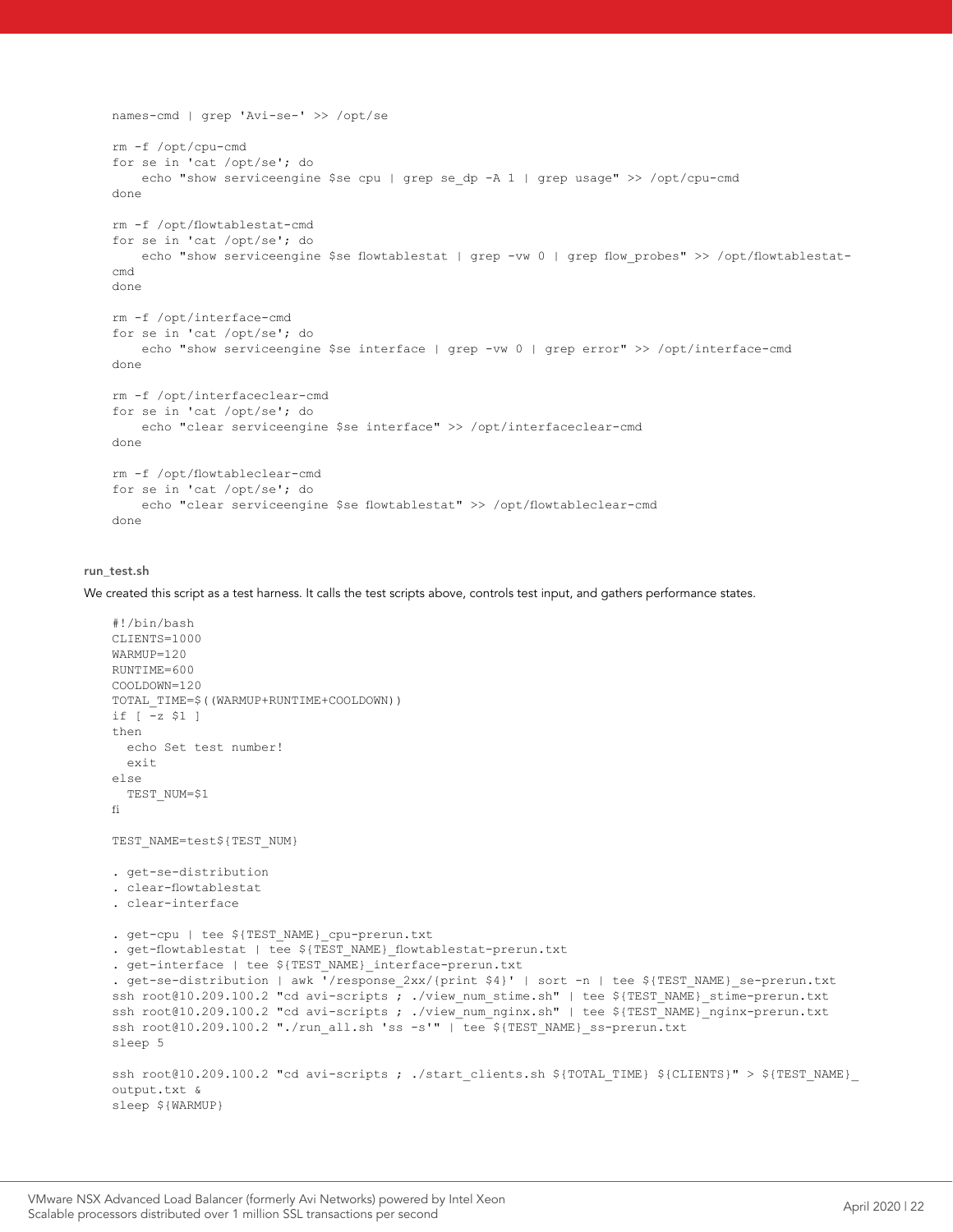```
names-cmd | grep 'Avi-se-' >> /opt/se

rm -f /opt/cpu-cmd
for se in 'cat /opt/se'; do
    echo "show serviceengine $se cpu | grep se_dp -A 1 | grep usage" >> /opt/cpu-cmd
done

rm -f /opt/flowtablestat-cmd
for se in 'cat /opt/se'; do
    echo "show serviceengine $se flowtablestat | grep -vw 0 | grep flow_probes" >> /opt/flowtablestat-
cmd
done

rm -f /opt/interface-cmd
for se in 'cat /opt/se'; do
    echo "show serviceengine $se interface | grep -vw 0 | grep error" >> /opt/interface-cmd
done

rm -f /opt/interfaceclear-cmd
for se in 'cat /opt/se'; do
    echo "clear serviceengine $se interface" >> /opt/interfaceclear-cmd
done

rm -f /opt/flowtableclear-cmd
for se in 'cat /opt/se'; do
    echo "clear serviceengine $se flowtablestat" >> /opt/flowtableclear-cmd
done
```

#### run_test.sh

We created this script as a test harness. It calls the test scripts above, controls test input, and gathers performance states.

```
#!/bin/bash
CLIENTS=1000
WARMUP=120
RUNTIME=600
COOLDOWN=120
TOTAL_TIME=$((WARMUP+RUNTIME+COOLDOWN))
if [ -z $1 ]
then
  echo Set test number!
  exit
else
  TEST_NUM=$1
fi

TEST_NAME=test${TEST_NUM}

. get-se-distribution
. clear-flowtablestat
. clear-interface

. get-cpu | tee ${TEST_NAME}_cpu-prerun.txt
. get-flowtablestat | tee ${TEST_NAME}_flowtablestat-prerun.txt
. get-interface | tee ${TEST_NAME}_interface-prerun.txt
. get-se-distribution | awk '/response_2xx/{print $4}' | sort -n | tee ${TEST_NAME}_se-prerun.txt
ssh root@10.209.100.2 "cd avi-scripts ; ./view_num_stime.sh" | tee ${TEST_NAME}_stime-prerun.txt
ssh root@10.209.100.2 "cd avi-scripts ; ./view_num_nginx.sh" | tee ${TEST_NAME}_nginx-prerun.txt
ssh root@10.209.100.2 "./run_all.sh 'ss -s'" | tee ${TEST_NAME}_ss-prerun.txt
sleep 5

ssh root@10.209.100.2 "cd avi-scripts ; ./start_clients.sh ${TOTAL_TIME} ${CLIENTS}" > ${TEST_NAME}_
output.txt &
sleep ${WARMUP}
```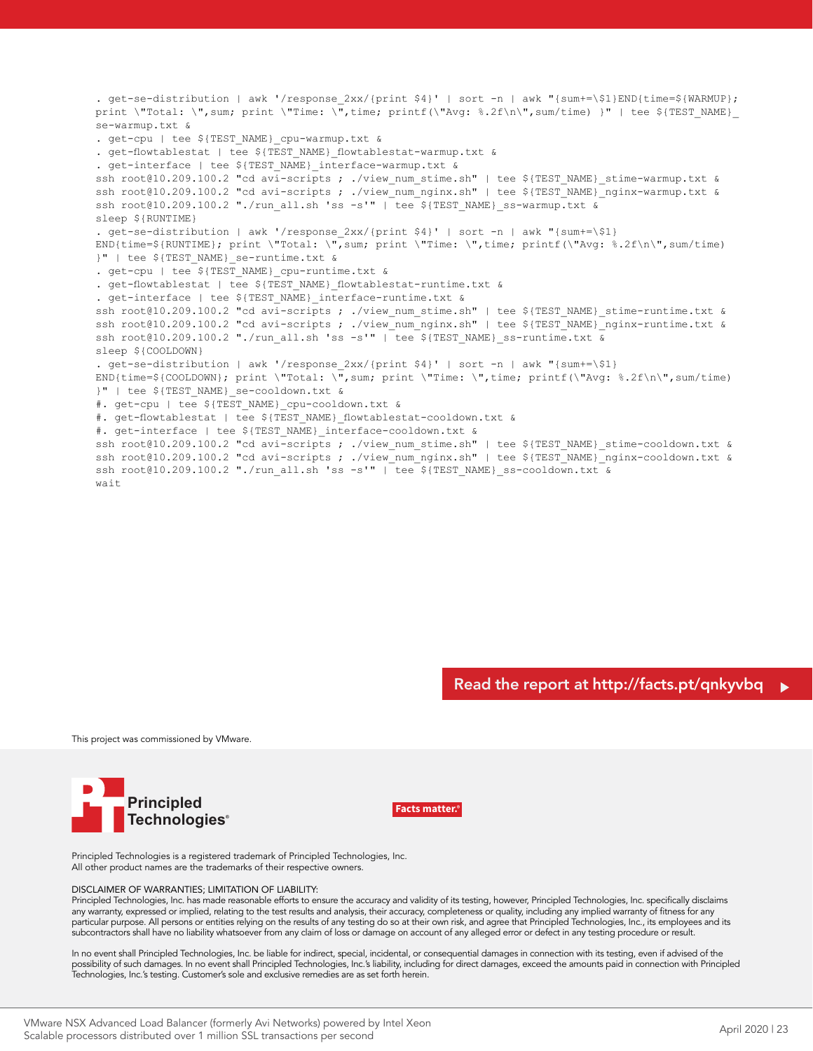```
. get-se-distribution | awk '/response_2xx/{print $4}' | sort -n | awk "{sum+=\$1}END{time=${WARMUP};
print \"Total: \",sum; print \"Time: \",time; printf(\"Avg: %.2f\n\",sum/time) }" | tee ${TEST_NAME}_
se-warmup.txt &
. get-cpu | tee ${TEST_NAME}_cpu-warmup.txt &
. get-flowtablestat | tee ${TEST_NAME}_flowtablestat-warmup.txt &
. get-interface | tee ${TEST_NAME}_interface-warmup.txt &
ssh root@10.209.100.2 "cd avi-scripts ; ./view_num_stime.sh" | tee ${TEST_NAME}_stime-warmup.txt &
ssh root@10.209.100.2 "cd avi-scripts ; ./view_num_nginx.sh" | tee ${TEST_NAME}_nginx-warmup.txt &
ssh root@10.209.100.2 "./run_all.sh 'ss -s'" | tee ${TEST_NAME}_ss-warmup.txt &
sleep ${RUNTIME}
. get-se-distribution | awk '/response_2xx/{print $4}' | sort -n | awk "{sum+=\$1}
END{time=${RUNTIME}; print \"Total: \",sum; print \"Time: \",time; printf(\"Avg: %.2f\n\",sum/time)
}" | tee ${TEST_NAME}_se-runtime.txt &
. get-cpu | tee ${TEST_NAME}_cpu-runtime.txt &
. get-flowtablestat | tee ${TEST_NAME}_flowtablestat-runtime.txt &
. get-interface | tee ${TEST_NAME}_interface-runtime.txt &
ssh root@10.209.100.2 "cd avi-scripts ; ./view_num_stime.sh" | tee ${TEST_NAME}_stime-runtime.txt &
ssh root@10.209.100.2 "cd avi-scripts ; ./view_num_nginx.sh" | tee ${TEST_NAME}_nginx-runtime.txt &
ssh root@10.209.100.2 "./run_all.sh 'ss -s'" | tee ${TEST_NAME}_ss-runtime.txt &
sleep ${COOLDOWN}
. get-se-distribution | awk '/response_2xx/{print $4}' | sort -n | awk "{sum+=\$1}
END{time=${COOLDOWN}; print \"Total: \",sum; print \"Time: \",time; printf(\"Avg: %.2f\n\",sum/time)
}" | tee ${TEST_NAME}_se-cooldown.txt &
#. get-cpu | tee ${TEST_NAME}_cpu-cooldown.txt &
#. get-flowtablestat | tee ${TEST_NAME}_flowtablestat-cooldown.txt &
#. get-interface | tee ${TEST_NAME}_interface-cooldown.txt &
ssh root@10.209.100.2 "cd avi-scripts ; ./view_num_stime.sh" | tee ${TEST_NAME}_stime-cooldown.txt &
ssh root@10.209.100.2 "cd avi-scripts ; ./view_num_nginx.sh" | tee ${TEST_NAME}_nginx-cooldown.txt &
ssh root@10.209.100.2 "./run_all.sh 'ss -s'" | tee ${TEST_NAME}_ss-cooldown.txt &
wait
```

**Read the report at http://facts.pt/qnkyvbq**

This project was commissioned by VMware.

Principled Technologies®

Facts matter.®

Principled Technologies is a registered trademark of Principled Technologies, Inc.
All other product names are the trademarks of their respective owners.

DISCLAIMER OF WARRANTIES; LIMITATION OF LIABILITY:
Principled Technologies, Inc. has made reasonable efforts to ensure the accuracy and validity of its testing, however, Principled Technologies, Inc. specifically disclaims any warranty, expressed or implied, relating to the test results and analysis, their accuracy, completeness or quality, including any implied warranty of fitness for any particular purpose. All persons or entities relying on the results of any testing do so at their own risk, and agree that Principled Technologies, Inc., its employees and its subcontractors shall have no liability whatsoever from any claim of loss or damage on account of any alleged error or defect in any testing procedure or result.

In no event shall Principled Technologies, Inc. be liable for indirect, special, incidental, or consequential damages in connection with its testing, even if advised of the possibility of such damages. In no event shall Principled Technologies, Inc.'s liability, including for direct damages, exceed the amounts paid in connection with Principled Technologies, Inc.'s testing. Customer's sole and exclusive remedies are as set forth herein.